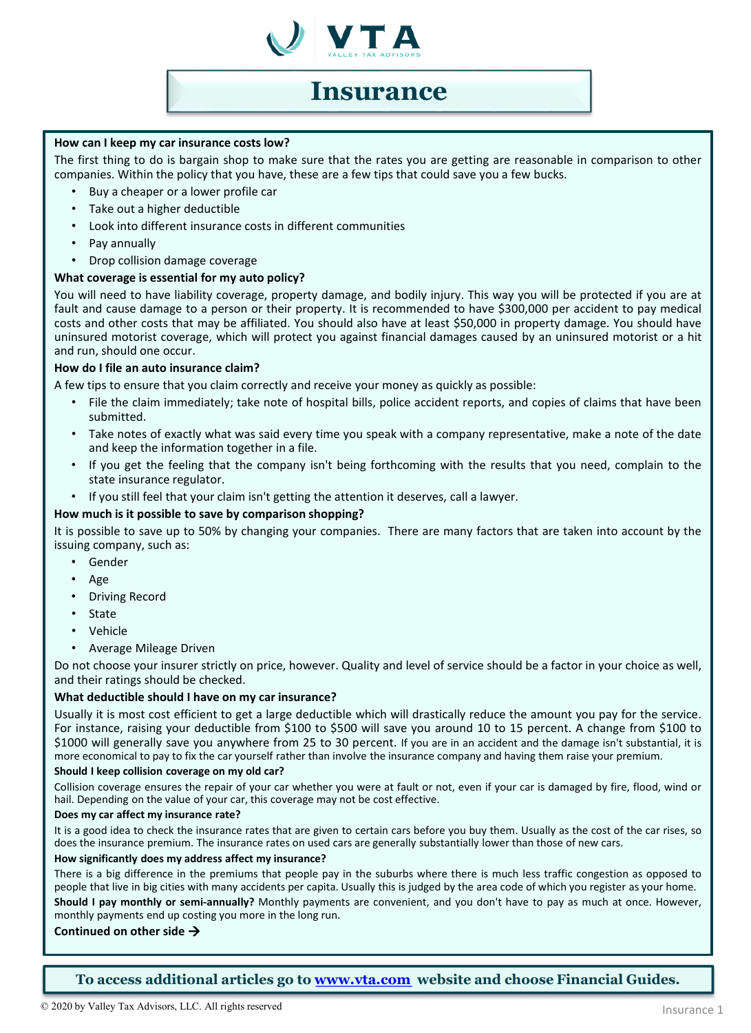VTA
VALLEY TAX ADVISORS

# Insurance

**How can I keep my car insurance costs low?**

The first thing to do is bargain shop to make sure that the rates you are getting are reasonable in comparison to other companies. Within the policy that you have, these are a few tips that could save you a few bucks.

- Buy a cheaper or a lower profile car
- Take out a higher deductible
- Look into different insurance costs in different communities
- Pay annually
- Drop collision damage coverage

**What coverage is essential for my auto policy?**

You will need to have liability coverage, property damage, and bodily injury. This way you will be protected if you are at fault and cause damage to a person or their property. It is recommended to have $300,000 per accident to pay medical costs and other costs that may be affiliated. You should also have at least $50,000 in property damage. You should have uninsured motorist coverage, which will protect you against financial damages caused by an uninsured motorist or a hit and run, should one occur.

**How do I file an auto insurance claim?**

A few tips to ensure that you claim correctly and receive your money as quickly as possible:

- File the claim immediately; take note of hospital bills, police accident reports, and copies of claims that have been submitted.
- Take notes of exactly what was said every time you speak with a company representative, make a note of the date and keep the information together in a file.
- If you get the feeling that the company isn't being forthcoming with the results that you need, complain to the state insurance regulator.
- If you still feel that your claim isn't getting the attention it deserves, call a lawyer.

**How much is it possible to save by comparison shopping?**

It is possible to save up to 50% by changing your companies. There are many factors that are taken into account by the issuing company, such as:

- Gender
- Age
- Driving Record
- State
- Vehicle
- Average Mileage Driven

Do not choose your insurer strictly on price, however. Quality and level of service should be a factor in your choice as well, and their ratings should be checked.

**What deductible should I have on my car insurance?**

Usually it is most cost efficient to get a large deductible which will drastically reduce the amount you pay for the service. For instance, raising your deductible from $100 to $500 will save you around 10 to 15 percent. A change from $100 to $1000 will generally save you anywhere from 25 to 30 percent. If you are in an accident and the damage isn't substantial, it is more economical to pay to fix the car yourself rather than involve the insurance company and having them raise your premium.

**Should I keep collision coverage on my old car?**

Collision coverage ensures the repair of your car whether you were at fault or not, even if your car is damaged by fire, flood, wind or hail. Depending on the value of your car, this coverage may not be cost effective.

**Does my car affect my insurance rate?**

It is a good idea to check the insurance rates that are given to certain cars before you buy them. Usually as the cost of the car rises, so does the insurance premium. The insurance rates on used cars are generally substantially lower than those of new cars.

**How significantly does my address affect my insurance?**

There is a big difference in the premiums that people pay in the suburbs where there is much less traffic congestion as opposed to people that live in big cities with many accidents per capita. Usually this is judged by the area code of which you register as your home.

**Should I pay monthly or semi-annually?** Monthly payments are convenient, and you don't have to pay as much at once. However, monthly payments end up costing you more in the long run.

**Continued on other side →**

**To access additional articles go to [www.vta.com](http://www.vta.com) website and choose Financial Guides.**

© 2020 by Valley Tax Advisors, LLC. All rights reserved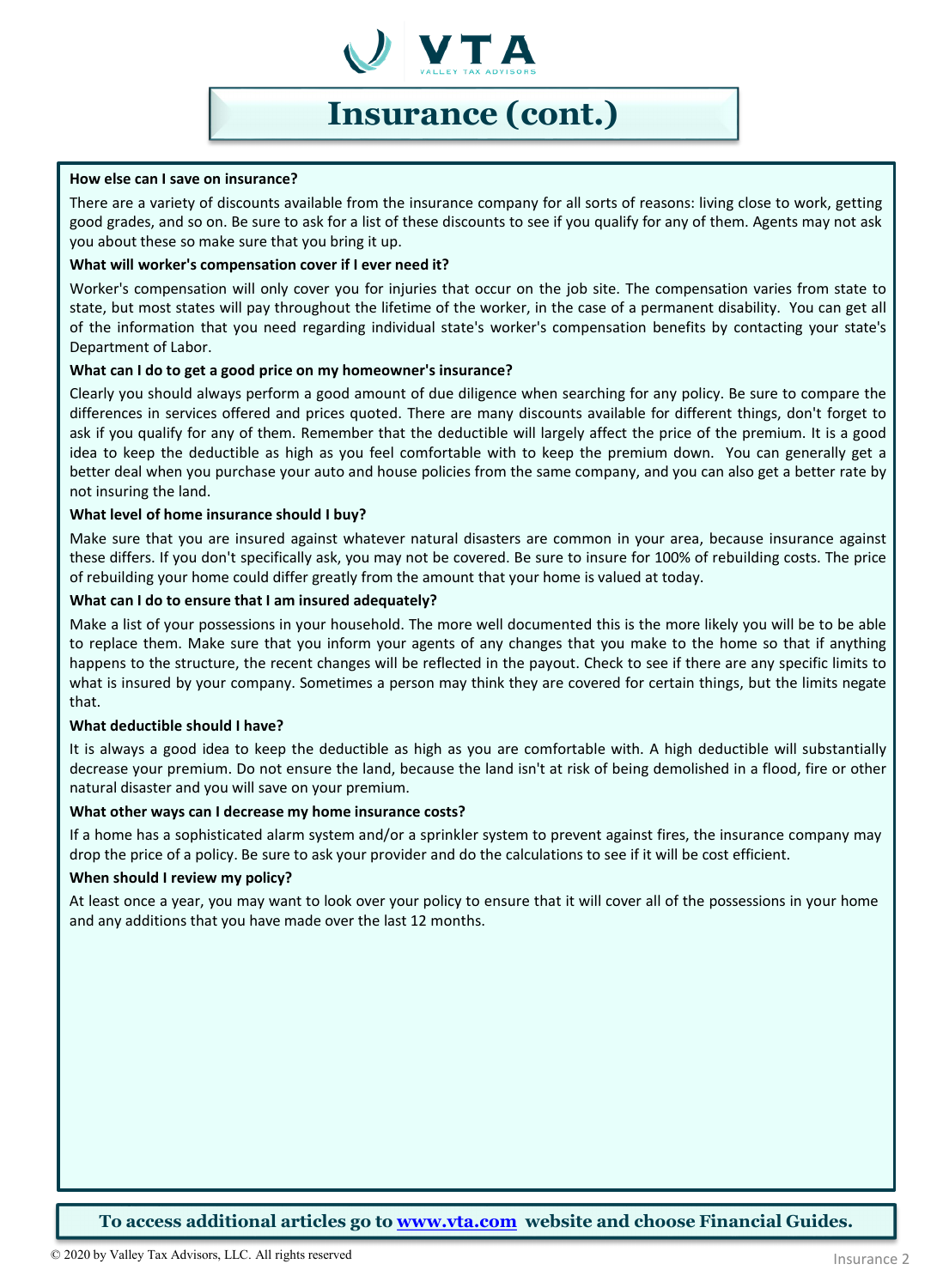# Insurance (cont.)

**How else can I save on insurance?**

There are a variety of discounts available from the insurance company for all sorts of reasons: living close to work, getting good grades, and so on. Be sure to ask for a list of these discounts to see if you qualify for any of them. Agents may not ask you about these so make sure that you bring it up.

**What will worker's compensation cover if I ever need it?**

Worker's compensation will only cover you for injuries that occur on the job site. The compensation varies from state to state, but most states will pay throughout the lifetime of the worker, in the case of a permanent disability. You can get all of the information that you need regarding individual state's worker's compensation benefits by contacting your state's Department of Labor.

**What can I do to get a good price on my homeowner's insurance?**

Clearly you should always perform a good amount of due diligence when searching for any policy. Be sure to compare the differences in services offered and prices quoted. There are many discounts available for different things, don't forget to ask if you qualify for any of them. Remember that the deductible will largely affect the price of the premium. It is a good idea to keep the deductible as high as you feel comfortable with to keep the premium down. You can generally get a better deal when you purchase your auto and house policies from the same company, and you can also get a better rate by not insuring the land.

**What level of home insurance should I buy?**

Make sure that you are insured against whatever natural disasters are common in your area, because insurance against these differs. If you don't specifically ask, you may not be covered. Be sure to insure for 100% of rebuilding costs. The price of rebuilding your home could differ greatly from the amount that your home is valued at today.

**What can I do to ensure that I am insured adequately?**

Make a list of your possessions in your household. The more well documented this is the more likely you will be to be able to replace them. Make sure that you inform your agents of any changes that you make to the home so that if anything happens to the structure, the recent changes will be reflected in the payout. Check to see if there are any specific limits to what is insured by your company. Sometimes a person may think they are covered for certain things, but the limits negate that.

**What deductible should I have?**

It is always a good idea to keep the deductible as high as you are comfortable with. A high deductible will substantially decrease your premium. Do not ensure the land, because the land isn't at risk of being demolished in a flood, fire or other natural disaster and you will save on your premium.

**What other ways can I decrease my home insurance costs?**

If a home has a sophisticated alarm system and/or a sprinkler system to prevent against fires, the insurance company may drop the price of a policy. Be sure to ask your provider and do the calculations to see if it will be cost efficient.

**When should I review my policy?**

At least once a year, you may want to look over your policy to ensure that it will cover all of the possessions in your home and any additions that you have made over the last 12 months.

**To access additional articles go to [www.vta.com](http://www.vta.com) website and choose Financial Guides.**

© 2020 by Valley Tax Advisors, LLC. All rights reserved